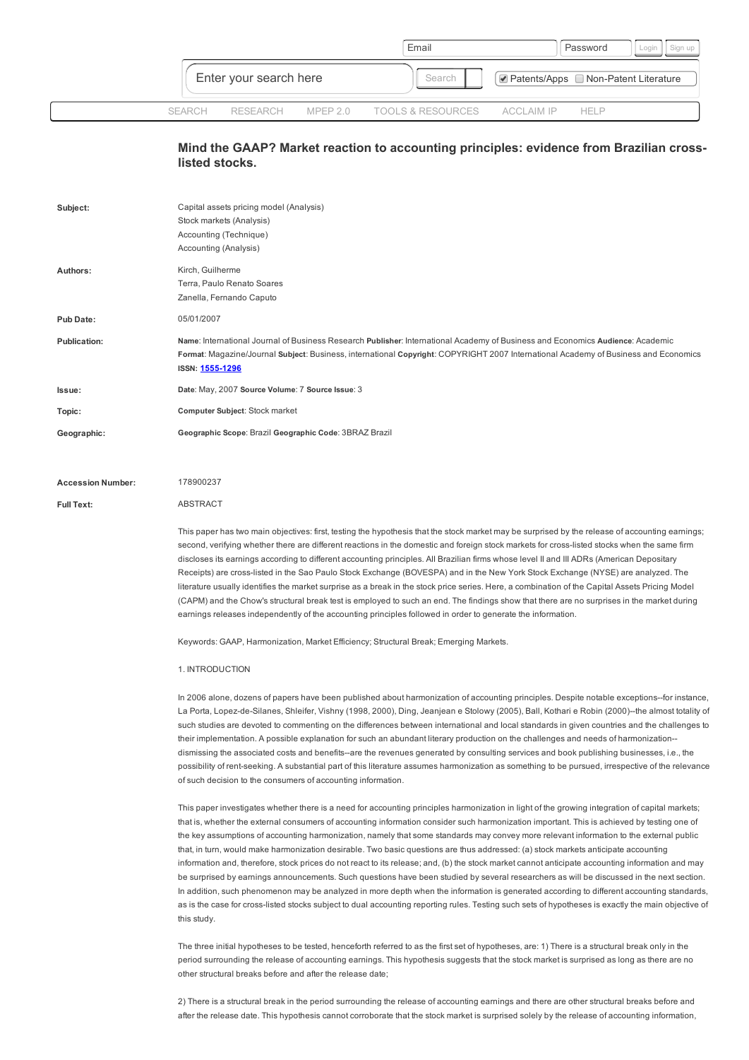# Mind the GAAP? Market reaction to accounting principles: evidence from Brazilian cross-listed stocks.

**Subject:** Capital assets pricing model (Analysis)
Stock markets (Analysis)
Accounting (Technique)
Accounting (Analysis)

**Authors:** Kirch, Guilherme
Terra, Paulo Renato Soares
Zanella, Fernando Caputo

**Pub Date:** 05/01/2007

**Publication:** **Name**: International Journal of Business Research **Publisher**: International Academy of Business and Economics **Audience**: Academic **Format**: Magazine/Journal **Subject**: Business, international **Copyright**: COPYRIGHT 2007 International Academy of Business and Economics **ISSN**: 1555-1296

**Issue:** **Date**: May, 2007 **Source Volume**: 7 **Source Issue**: 3

**Topic:** **Computer Subject**: Stock market

**Geographic:** **Geographic Scope**: Brazil **Geographic Code**: 3BRAZ Brazil

**Accession Number:** 178900237

**Full Text:**

ABSTRACT

This paper has two main objectives: first, testing the hypothesis that the stock market may be surprised by the release of accounting earnings; second, verifying whether there are different reactions in the domestic and foreign stock markets for cross-listed stocks when the same firm discloses its earnings according to different accounting principles. All Brazilian firms whose level II and III ADRs (American Depositary Receipts) are cross-listed in the Sao Paulo Stock Exchange (BOVESPA) and in the New York Stock Exchange (NYSE) are analyzed. The literature usually identifies the market surprise as a break in the stock price series. Here, a combination of the Capital Assets Pricing Model (CAPM) and the Chow's structural break test is employed to such an end. The findings show that there are no surprises in the market during earnings releases independently of the accounting principles followed in order to generate the information.

Keywords: GAAP, Harmonization, Market Efficiency; Structural Break; Emerging Markets.

1. INTRODUCTION

In 2006 alone, dozens of papers have been published about harmonization of accounting principles. Despite notable exceptions--for instance, La Porta, Lopez-de-Silanes, Shleifer, Vishny (1998, 2000), Ding, Jeanjean e Stolowy (2005), Ball, Kothari e Robin (2000)--the almost totality of such studies are devoted to commenting on the differences between international and local standards in given countries and the challenges to their implementation. A possible explanation for such an abundant literary production on the challenges and needs of harmonization--dismissing the associated costs and benefits--are the revenues generated by consulting services and book publishing businesses, i.e., the possibility of rent-seeking. A substantial part of this literature assumes harmonization as something to be pursued, irrespective of the relevance of such decision to the consumers of accounting information.

This paper investigates whether there is a need for accounting principles harmonization in light of the growing integration of capital markets; that is, whether the external consumers of accounting information consider such harmonization important. This is achieved by testing one of the key assumptions of accounting harmonization, namely that some standards may convey more relevant information to the external public that, in turn, would make harmonization desirable. Two basic questions are thus addressed: (a) stock markets anticipate accounting information and, therefore, stock prices do not react to its release; and, (b) the stock market cannot anticipate accounting information and may be surprised by earnings announcements. Such questions have been studied by several researchers as will be discussed in the next section. In addition, such phenomenon may be analyzed in more depth when the information is generated according to different accounting standards, as is the case for cross-listed stocks subject to dual accounting reporting rules. Testing such sets of hypotheses is exactly the main objective of this study.

The three initial hypotheses to be tested, henceforth referred to as the first set of hypotheses, are: 1) There is a structural break only in the period surrounding the release of accounting earnings. This hypothesis suggests that the stock market is surprised as long as there are no other structural breaks before and after the release date;

2) There is a structural break in the period surrounding the release of accounting earnings and there are other structural breaks before and after the release date. This hypothesis cannot corroborate that the stock market is surprised solely by the release of accounting information,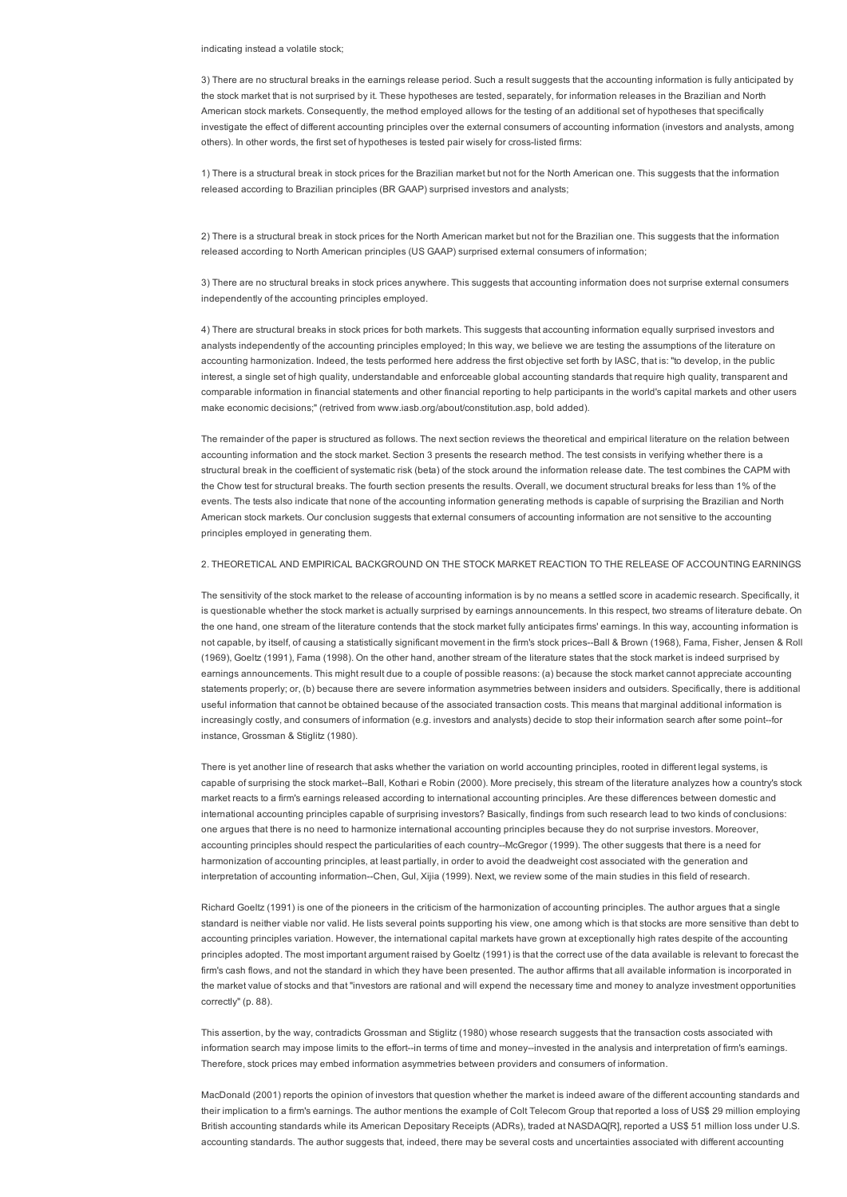indicating instead a volatile stock;

3) There are no structural breaks in the earnings release period. Such a result suggests that the accounting information is fully anticipated by the stock market that is not surprised by it. These hypotheses are tested, separately, for information releases in the Brazilian and North American stock markets. Consequently, the method employed allows for the testing of an additional set of hypotheses that specifically investigate the effect of different accounting principles over the external consumers of accounting information (investors and analysts, among others). In other words, the first set of hypotheses is tested pair wisely for cross-listed firms:

1) There is a structural break in stock prices for the Brazilian market but not for the North American one. This suggests that the information released according to Brazilian principles (BR GAAP) surprised investors and analysts;

2) There is a structural break in stock prices for the North American market but not for the Brazilian one. This suggests that the information released according to North American principles (US GAAP) surprised external consumers of information;

3) There are no structural breaks in stock prices anywhere. This suggests that accounting information does not surprise external consumers independently of the accounting principles employed.

4) There are structural breaks in stock prices for both markets. This suggests that accounting information equally surprised investors and analysts independently of the accounting principles employed; In this way, we believe we are testing the assumptions of the literature on accounting harmonization. Indeed, the tests performed here address the first objective set forth by IASC, that is: "to develop, in the public interest, a single set of high quality, understandable and enforceable global accounting standards that require high quality, transparent and comparable information in financial statements and other financial reporting to help participants in the world's capital markets and other users make economic decisions;" (retrived from www.iasb.org/about/constitution.asp, bold added).

The remainder of the paper is structured as follows. The next section reviews the theoretical and empirical literature on the relation between accounting information and the stock market. Section 3 presents the research method. The test consists in verifying whether there is a structural break in the coefficient of systematic risk (beta) of the stock around the information release date. The test combines the CAPM with the Chow test for structural breaks. The fourth section presents the results. Overall, we document structural breaks for less than 1% of the events. The tests also indicate that none of the accounting information generating methods is capable of surprising the Brazilian and North American stock markets. Our conclusion suggests that external consumers of accounting information are not sensitive to the accounting principles employed in generating them.

## 2. THEORETICAL AND EMPIRICAL BACKGROUND ON THE STOCK MARKET REACTION TO THE RELEASE OF ACCOUNTING EARNINGS

The sensitivity of the stock market to the release of accounting information is by no means a settled score in academic research. Specifically, it is questionable whether the stock market is actually surprised by earnings announcements. In this respect, two streams of literature debate. On the one hand, one stream of the literature contends that the stock market fully anticipates firms' earnings. In this way, accounting information is not capable, by itself, of causing a statistically significant movement in the firm's stock prices--Ball & Brown (1968), Fama, Fisher, Jensen & Roll (1969), Goeltz (1991), Fama (1998). On the other hand, another stream of the literature states that the stock market is indeed surprised by earnings announcements. This might result due to a couple of possible reasons: (a) because the stock market cannot appreciate accounting statements properly; or, (b) because there are severe information asymmetries between insiders and outsiders. Specifically, there is additional useful information that cannot be obtained because of the associated transaction costs. This means that marginal additional information is increasingly costly, and consumers of information (e.g. investors and analysts) decide to stop their information search after some point--for instance, Grossman & Stiglitz (1980).

There is yet another line of research that asks whether the variation on world accounting principles, rooted in different legal systems, is capable of surprising the stock market--Ball, Kothari e Robin (2000). More precisely, this stream of the literature analyzes how a country's stock market reacts to a firm's earnings released according to international accounting principles. Are these differences between domestic and international accounting principles capable of surprising investors? Basically, findings from such research lead to two kinds of conclusions: one argues that there is no need to harmonize international accounting principles because they do not surprise investors. Moreover, accounting principles should respect the particularities of each country--McGregor (1999). The other suggests that there is a need for harmonization of accounting principles, at least partially, in order to avoid the deadweight cost associated with the generation and interpretation of accounting information--Chen, Gul, Xijia (1999). Next, we review some of the main studies in this field of research.

Richard Goeltz (1991) is one of the pioneers in the criticism of the harmonization of accounting principles. The author argues that a single standard is neither viable nor valid. He lists several points supporting his view, one among which is that stocks are more sensitive than debt to accounting principles variation. However, the international capital markets have grown at exceptionally high rates despite of the accounting principles adopted. The most important argument raised by Goeltz (1991) is that the correct use of the data available is relevant to forecast the firm's cash flows, and not the standard in which they have been presented. The author affirms that all available information is incorporated in the market value of stocks and that "investors are rational and will expend the necessary time and money to analyze investment opportunities correctly" (p. 88).

This assertion, by the way, contradicts Grossman and Stiglitz (1980) whose research suggests that the transaction costs associated with information search may impose limits to the effort--in terms of time and money--invested in the analysis and interpretation of firm's earnings. Therefore, stock prices may embed information asymmetries between providers and consumers of information.

MacDonald (2001) reports the opinion of investors that question whether the market is indeed aware of the different accounting standards and their implication to a firm's earnings. The author mentions the example of Colt Telecom Group that reported a loss of US$ 29 million employing British accounting standards while its American Depositary Receipts (ADRs), traded at NASDAQ[R], reported a US$ 51 million loss under U.S. accounting standards. The author suggests that, indeed, there may be several costs and uncertainties associated with different accounting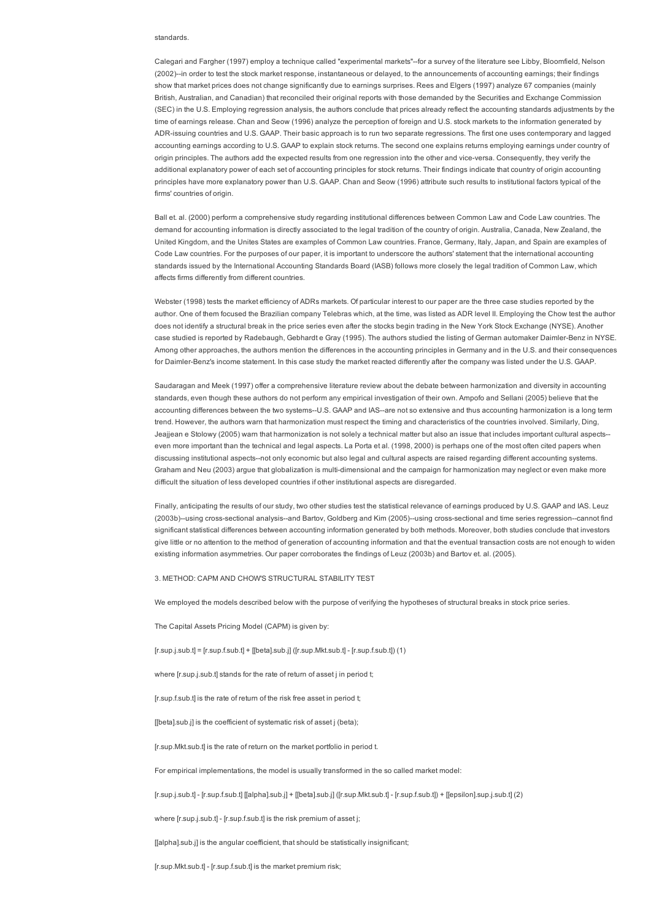standards.

Calegari and Fargher (1997) employ a technique called "experimental markets"--for a survey of the literature see Libby, Bloomfield, Nelson (2002)--in order to test the stock market response, instantaneous or delayed, to the announcements of accounting earnings; their findings show that market prices does not change significantly due to earnings surprises. Rees and Elgers (1997) analyze 67 companies (mainly British, Australian, and Canadian) that reconciled their original reports with those demanded by the Securities and Exchange Commission (SEC) in the U.S. Employing regression analysis, the authors conclude that prices already reflect the accounting standards adjustments by the time of earnings release. Chan and Seow (1996) analyze the perception of foreign and U.S. stock markets to the information generated by ADR-issuing countries and U.S. GAAP. Their basic approach is to run two separate regressions. The first one uses contemporary and lagged accounting earnings according to U.S. GAAP to explain stock returns. The second one explains returns employing earnings under country of origin principles. The authors add the expected results from one regression into the other and vice-versa. Consequently, they verify the additional explanatory power of each set of accounting principles for stock returns. Their findings indicate that country of origin accounting principles have more explanatory power than U.S. GAAP. Chan and Seow (1996) attribute such results to institutional factors typical of the firms' countries of origin.

Ball et. al. (2000) perform a comprehensive study regarding institutional differences between Common Law and Code Law countries. The demand for accounting information is directly associated to the legal tradition of the country of origin. Australia, Canada, New Zealand, the United Kingdom, and the Unites States are examples of Common Law countries. France, Germany, Italy, Japan, and Spain are examples of Code Law countries. For the purposes of our paper, it is important to underscore the authors' statement that the international accounting standards issued by the International Accounting Standards Board (IASB) follows more closely the legal tradition of Common Law, which affects firms differently from different countries.

Webster (1998) tests the market efficiency of ADRs markets. Of particular interest to our paper are the three case studies reported by the author. One of them focused the Brazilian company Telebras which, at the time, was listed as ADR level II. Employing the Chow test the author does not identify a structural break in the price series even after the stocks begin trading in the New York Stock Exchange (NYSE). Another case studied is reported by Radebaugh, Gebhardt e Gray (1995). The authors studied the listing of German automaker Daimler-Benz in NYSE. Among other approaches, the authors mention the differences in the accounting principles in Germany and in the U.S. and their consequences for Daimler-Benz's income statement. In this case study the market reacted differently after the company was listed under the U.S. GAAP.

Saudaragan and Meek (1997) offer a comprehensive literature review about the debate between harmonization and diversity in accounting standards, even though these authors do not perform any empirical investigation of their own. Ampofo and Sellani (2005) believe that the accounting differences between the two systems--U.S. GAAP and IAS--are not so extensive and thus accounting harmonization is a long term trend. However, the authors warn that harmonization must respect the timing and characteristics of the countries involved. Similarly, Ding, Jeajjean e Stolowy (2005) warn that harmonization is not solely a technical matter but also an issue that includes important cultural aspects--even more important than the technical and legal aspects. La Porta et al. (1998, 2000) is perhaps one of the most often cited papers when discussing institutional aspects--not only economic but also legal and cultural aspects are raised regarding different accounting systems. Graham and Neu (2003) argue that globalization is multi-dimensional and the campaign for harmonization may neglect or even make more difficult the situation of less developed countries if other institutional aspects are disregarded.

Finally, anticipating the results of our study, two other studies test the statistical relevance of earnings produced by U.S. GAAP and IAS. Leuz (2003b)--using cross-sectional analysis--and Bartov, Goldberg and Kim (2005)--using cross-sectional and time series regression--cannot find significant statistical differences between accounting information generated by both methods. Moreover, both studies conclude that investors give little or no attention to the method of generation of accounting information and that the eventual transaction costs are not enough to widen existing information asymmetries. Our paper corroborates the findings of Leuz (2003b) and Bartov et. al. (2005).

## 3. METHOD: CAPM AND CHOW'S STRUCTURAL STABILITY TEST

We employed the models described below with the purpose of verifying the hypotheses of structural breaks in stock price series.

The Capital Assets Pricing Model (CAPM) is given by:

$$r_t^j = r_t^f + \beta_j (r_t^{Mkt} - r_t^f) \quad (1)$$

where $r_t^j$ stands for the rate of return of asset j in period t;

$r_t^f$ is the rate of return of the risk free asset in period t;

$\beta_j$ is the coefficient of systematic risk of asset j (beta);

$r_t^{Mkt}$ is the rate of return on the market portfolio in period t.

For empirical implementations, the model is usually transformed in the so called market model:

$$r_t^j - r_t^f \; \alpha_j + \beta_j (r_t^{Mkt} - r_t^f) + \varepsilon_t^j \quad (2)$$

where $r_t^j - r_t^f$ is the risk premium of asset j;

$\alpha_j$ is the angular coefficient, that should be statistically insignificant;

$r_t^{Mkt} - r_t^f$ is the market premium risk;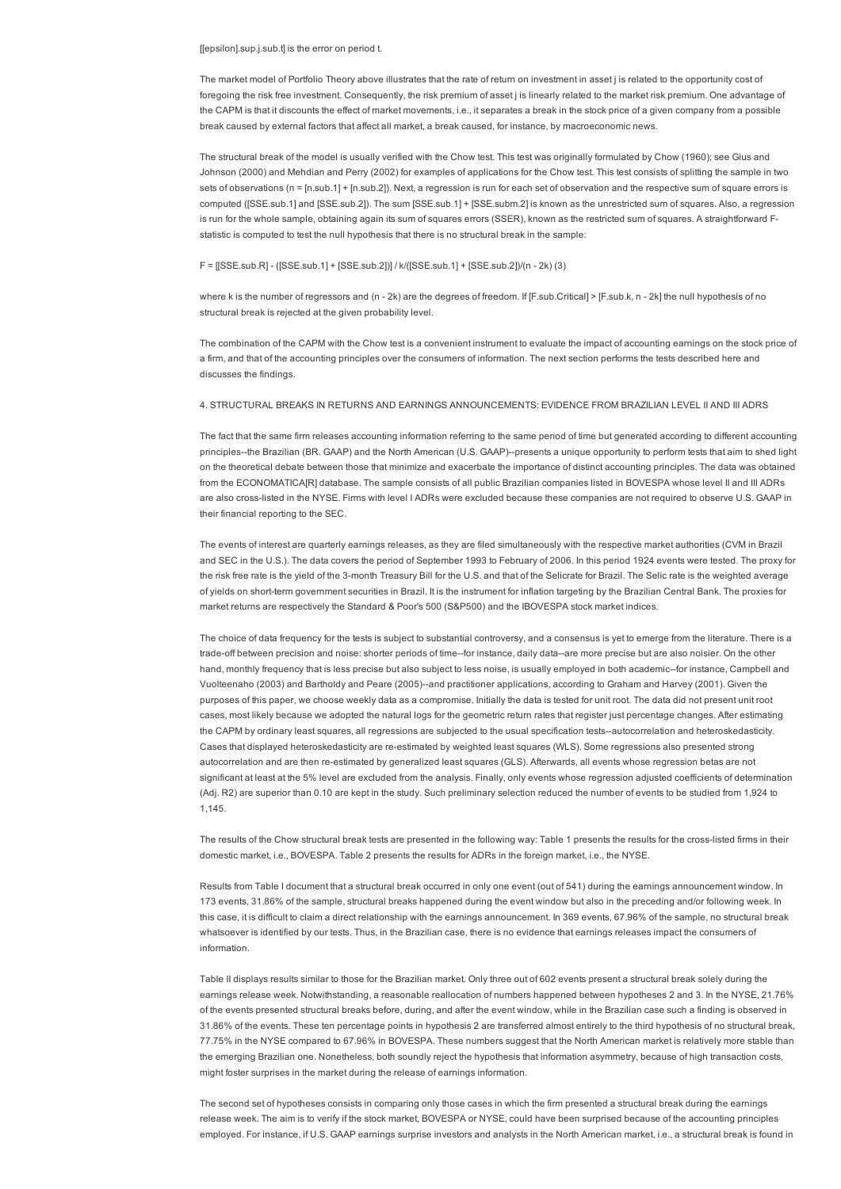$\epsilon_{j,t}$ is the error on period t.

The market model of Portfolio Theory above illustrates that the rate of return on investment in asset j is related to the opportunity cost of foregoing the risk free investment. Consequently, the risk premium of asset j is linearly related to the market risk premium. One advantage of the CAPM is that it discounts the effect of market movements, i.e., it separates a break in the stock price of a given company from a possible break caused by external factors that affect all market, a break caused, for instance, by macroeconomic news.

The structural break of the model is usually verified with the Chow test. This test was originally formulated by Chow (1960); see Gius and Johnson (2000) and Mehdian and Perry (2002) for examples of applications for the Chow test. This test consists of splitting the sample in two sets of observations ($n = n_1 + n_2$). Next, a regression is run for each set of observation and the respective sum of square errors is computed ($SSE_1$ and $SSE_2$). The sum $SSE_1 + SSE_2$ is known as the unrestricted sum of squares. Also, a regression is run for the whole sample, obtaining again its sum of squares errors (SSER), known as the restricted sum of squares. A straightforward F-statistic is computed to test the null hypothesis that there is no structural break in the sample:

$$F = [SSE_R - (SSE_1 + SSE_2)] / k / ((SSE_1 + SSE_2)/(n - 2k)) \quad (3)$$

where k is the number of regressors and (n - 2k) are the degrees of freedom. If $F_{Critical} > F_{k, n-2k}$ the null hypothesis of no structural break is rejected at the given probability level.

The combination of the CAPM with the Chow test is a convenient instrument to evaluate the impact of accounting earnings on the stock price of a firm, and that of the accounting principles over the consumers of information. The next section performs the tests described here and discusses the findings.

## 4. STRUCTURAL BREAKS IN RETURNS AND EARNINGS ANNOUNCEMENTS: EVIDENCE FROM BRAZILIAN LEVEL II AND III ADRS

The fact that the same firm releases accounting information referring to the same period of time but generated according to different accounting principles--the Brazilian (BR. GAAP) and the North American (U.S. GAAP)--presents a unique opportunity to perform tests that aim to shed light on the theoretical debate between those that minimize and exacerbate the importance of distinct accounting principles. The data was obtained from the ECONOMATICA[R] database. The sample consists of all public Brazilian companies listed in BOVESPA whose level II and III ADRs are also cross-listed in the NYSE. Firms with level I ADRs were excluded because these companies are not required to observe U.S. GAAP in their financial reporting to the SEC.

The events of interest are quarterly earnings releases, as they are filed simultaneously with the respective market authorities (CVM in Brazil and SEC in the U.S.). The data covers the period of September 1993 to February of 2006. In this period 1924 events were tested. The proxy for the risk free rate is the yield of the 3-month Treasury Bill for the U.S. and that of the Selicrate for Brazil. The Selic rate is the weighted average of yields on short-term government securities in Brazil. It is the instrument for inflation targeting by the Brazilian Central Bank. The proxies for market returns are respectively the Standard & Poor's 500 (S&P500) and the IBOVESPA stock market indices.

The choice of data frequency for the tests is subject to substantial controversy, and a consensus is yet to emerge from the literature. There is a trade-off between precision and noise: shorter periods of time--for instance, daily data--are more precise but are also noisier. On the other hand, monthly frequency that is less precise but also subject to less noise, is usually employed in both academic--for instance, Campbell and Vuolteenaho (2003) and Bartholdy and Peare (2005)--and practitioner applications, according to Graham and Harvey (2001). Given the purposes of this paper, we choose weekly data as a compromise. Initially the data is tested for unit root. The data did not present unit root cases, most likely because we adopted the natural logs for the geometric return rates that register just percentage changes. After estimating the CAPM by ordinary least squares, all regressions are subjected to the usual specification tests--autocorrelation and heteroskedasticity. Cases that displayed heteroskedasticity are re-estimated by weighted least squares (WLS). Some regressions also presented strong autocorrelation and are then re-estimated by generalized least squares (GLS). Afterwards, all events whose regression betas are not significant at least at the 5% level are excluded from the analysis. Finally, only events whose regression adjusted coefficients of determination (Adj. R2) are superior than 0.10 are kept in the study. Such preliminary selection reduced the number of events to be studied from 1,924 to 1,145.

The results of the Chow structural break tests are presented in the following way: Table 1 presents the results for the cross-listed firms in their domestic market, i.e., BOVESPA. Table 2 presents the results for ADRs in the foreign market, i.e., the NYSE.

Results from Table I document that a structural break occurred in only one event (out of 541) during the earnings announcement window. In 173 events, 31.86% of the sample, structural breaks happened during the event window but also in the preceding and/or following week. In this case, it is difficult to claim a direct relationship with the earnings announcement. In 369 events, 67.96% of the sample, no structural break whatsoever is identified by our tests. Thus, in the Brazilian case, there is no evidence that earnings releases impact the consumers of information.

Table II displays results similar to those for the Brazilian market. Only three out of 602 events present a structural break solely during the earnings release week. Notwithstanding, a reasonable reallocation of numbers happened between hypotheses 2 and 3. In the NYSE, 21.76% of the events presented structural breaks before, during, and after the event window, while in the Brazilian case such a finding is observed in 31.86% of the events. These ten percentage points in hypothesis 2 are transferred almost entirely to the third hypothesis of no structural break, 77.75% in the NYSE compared to 67.96% in BOVESPA. These numbers suggest that the North American market is relatively more stable than the emerging Brazilian one. Nonetheless, both soundly reject the hypothesis that information asymmetry, because of high transaction costs, might foster surprises in the market during the release of earnings information.

The second set of hypotheses consists in comparing only those cases in which the firm presented a structural break during the earnings release week. The aim is to verify if the stock market, BOVESPA or NYSE, could have been surprised because of the accounting principles employed. For instance, if U.S. GAAP earnings surprise investors and analysts in the North American market, i.e., a structural break is found in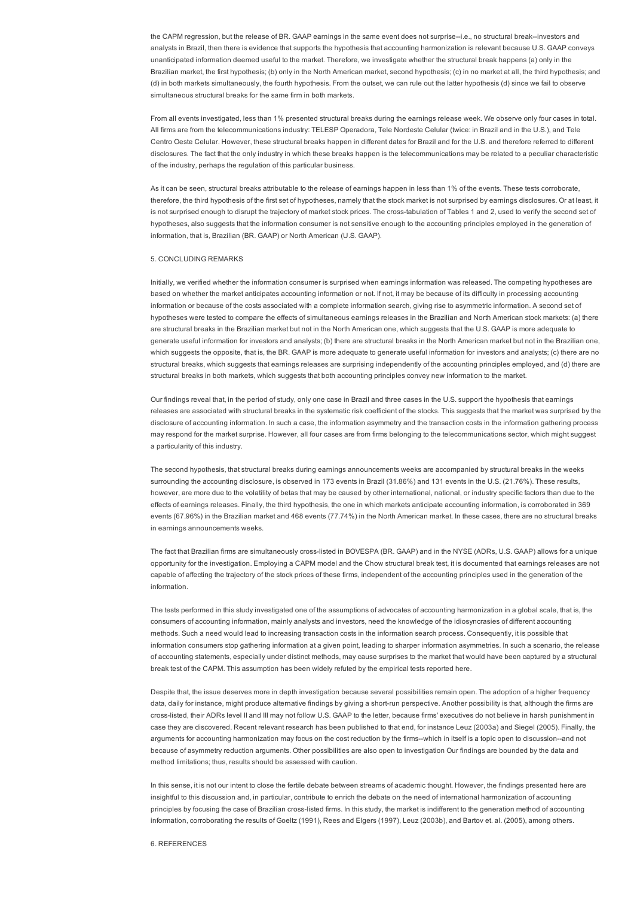the CAPM regression, but the release of BR. GAAP earnings in the same event does not surprise--i.e., no structural break--investors and analysts in Brazil, then there is evidence that supports the hypothesis that accounting harmonization is relevant because U.S. GAAP conveys unanticipated information deemed useful to the market. Therefore, we investigate whether the structural break happens (a) only in the Brazilian market, the first hypothesis; (b) only in the North American market, second hypothesis; (c) in no market at all, the third hypothesis; and (d) in both markets simultaneously, the fourth hypothesis. From the outset, we can rule out the latter hypothesis (d) since we fail to observe simultaneous structural breaks for the same firm in both markets.

From all events investigated, less than 1% presented structural breaks during the earnings release week. We observe only four cases in total. All firms are from the telecommunications industry: TELESP Operadora, Tele Nordeste Celular (twice: in Brazil and in the U.S.), and Tele Centro Oeste Celular. However, these structural breaks happen in different dates for Brazil and for the U.S. and therefore referred to different disclosures. The fact that the only industry in which these breaks happen is the telecommunications may be related to a peculiar characteristic of the industry, perhaps the regulation of this particular business.

As it can be seen, structural breaks attributable to the release of earnings happen in less than 1% of the events. These tests corroborate, therefore, the third hypothesis of the first set of hypotheses, namely that the stock market is not surprised by earnings disclosures. Or at least, it is not surprised enough to disrupt the trajectory of market stock prices. The cross-tabulation of Tables 1 and 2, used to verify the second set of hypotheses, also suggests that the information consumer is not sensitive enough to the accounting principles employed in the generation of information, that is, Brazilian (BR. GAAP) or North American (U.S. GAAP).

## 5. CONCLUDING REMARKS

Initially, we verified whether the information consumer is surprised when earnings information was released. The competing hypotheses are based on whether the market anticipates accounting information or not. If not, it may be because of its difficulty in processing accounting information or because of the costs associated with a complete information search, giving rise to asymmetric information. A second set of hypotheses were tested to compare the effects of simultaneous earnings releases in the Brazilian and North American stock markets: (a) there are structural breaks in the Brazilian market but not in the North American one, which suggests that the U.S. GAAP is more adequate to generate useful information for investors and analysts; (b) there are structural breaks in the North American market but not in the Brazilian one, which suggests the opposite, that is, the BR. GAAP is more adequate to generate useful information for investors and analysts; (c) there are no structural breaks, which suggests that earnings releases are surprising independently of the accounting principles employed, and (d) there are structural breaks in both markets, which suggests that both accounting principles convey new information to the market.

Our findings reveal that, in the period of study, only one case in Brazil and three cases in the U.S. support the hypothesis that earnings releases are associated with structural breaks in the systematic risk coefficient of the stocks. This suggests that the market was surprised by the disclosure of accounting information. In such a case, the information asymmetry and the transaction costs in the information gathering process may respond for the market surprise. However, all four cases are from firms belonging to the telecommunications sector, which might suggest a particularity of this industry.

The second hypothesis, that structural breaks during earnings announcements weeks are accompanied by structural breaks in the weeks surrounding the accounting disclosure, is observed in 173 events in Brazil (31.86%) and 131 events in the U.S. (21.76%). These results, however, are more due to the volatility of betas that may be caused by other international, national, or industry specific factors than due to the effects of earnings releases. Finally, the third hypothesis, the one in which markets anticipate accounting information, is corroborated in 369 events (67.96%) in the Brazilian market and 468 events (77.74%) in the North American market. In these cases, there are no structural breaks in earnings announcements weeks.

The fact that Brazilian firms are simultaneously cross-listed in BOVESPA (BR. GAAP) and in the NYSE (ADRs, U.S. GAAP) allows for a unique opportunity for the investigation. Employing a CAPM model and the Chow structural break test, it is documented that earnings releases are not capable of affecting the trajectory of the stock prices of these firms, independent of the accounting principles used in the generation of the information.

The tests performed in this study investigated one of the assumptions of advocates of accounting harmonization in a global scale, that is, the consumers of accounting information, mainly analysts and investors, need the knowledge of the idiosyncrasies of different accounting methods. Such a need would lead to increasing transaction costs in the information search process. Consequently, it is possible that information consumers stop gathering information at a given point, leading to sharper information asymmetries. In such a scenario, the release of accounting statements, especially under distinct methods, may cause surprises to the market that would have been captured by a structural break test of the CAPM. This assumption has been widely refuted by the empirical tests reported here.

Despite that, the issue deserves more in depth investigation because several possibilities remain open. The adoption of a higher frequency data, daily for instance, might produce alternative findings by giving a short-run perspective. Another possibility is that, although the firms are cross-listed, their ADRs level II and III may not follow U.S. GAAP to the letter, because firms' executives do not believe in harsh punishment in case they are discovered. Recent relevant research has been published to that end, for instance Leuz (2003a) and Siegel (2005). Finally, the arguments for accounting harmonization may focus on the cost reduction by the firms--which in itself is a topic open to discussion--and not because of asymmetry reduction arguments. Other possibilities are also open to investigation Our findings are bounded by the data and method limitations; thus, results should be assessed with caution.

In this sense, it is not our intent to close the fertile debate between streams of academic thought. However, the findings presented here are insightful to this discussion and, in particular, contribute to enrich the debate on the need of international harmonization of accounting principles by focusing the case of Brazilian cross-listed firms. In this study, the market is indifferent to the generation method of accounting information, corroborating the results of Goeltz (1991), Rees and Elgers (1997), Leuz (2003b), and Bartov et. al. (2005), among others.

## 6. REFERENCES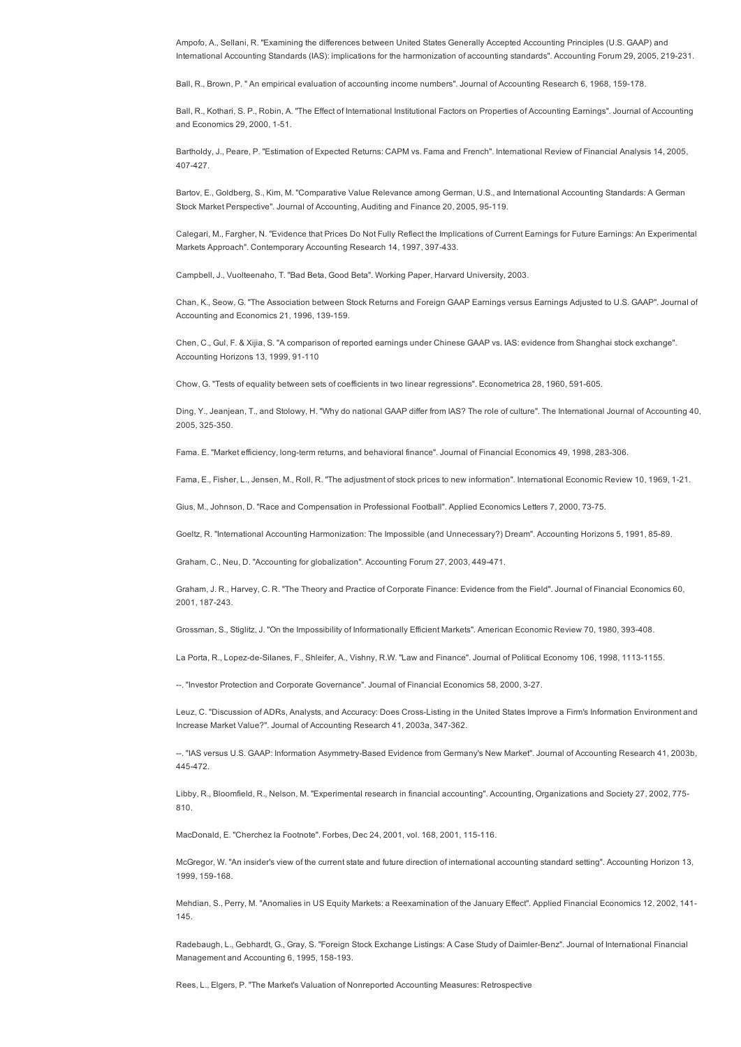Ampofo, A., Sellani, R. "Examining the differences between United States Generally Accepted Accounting Principles (U.S. GAAP) and International Accounting Standards (IAS): implications for the harmonization of accounting standards". Accounting Forum 29, 2005, 219-231.

Ball, R., Brown, P. " An empirical evaluation of accounting income numbers". Journal of Accounting Research 6, 1968, 159-178.

Ball, R., Kothari, S. P., Robin, A. "The Effect of International Institutional Factors on Properties of Accounting Earnings". Journal of Accounting and Economics 29, 2000, 1-51.

Bartholdy, J., Peare, P. "Estimation of Expected Returns: CAPM vs. Fama and French". International Review of Financial Analysis 14, 2005, 407-427.

Bartov, E., Goldberg, S., Kim, M. "Comparative Value Relevance among German, U.S., and International Accounting Standards: A German Stock Market Perspective". Journal of Accounting, Auditing and Finance 20, 2005, 95-119.

Calegari, M., Fargher, N. "Evidence that Prices Do Not Fully Reflect the Implications of Current Earnings for Future Earnings: An Experimental Markets Approach". Contemporary Accounting Research 14, 1997, 397-433.

Campbell, J., Vuolteenaho, T. "Bad Beta, Good Beta". Working Paper, Harvard University, 2003.

Chan, K., Seow, G. "The Association between Stock Returns and Foreign GAAP Earnings versus Earnings Adjusted to U.S. GAAP". Journal of Accounting and Economics 21, 1996, 139-159.

Chen, C., Gul, F. & Xijia, S. "A comparison of reported earnings under Chinese GAAP vs. IAS: evidence from Shanghai stock exchange". Accounting Horizons 13, 1999, 91-110

Chow, G. "Tests of equality between sets of coefficients in two linear regressions". Econometrica 28, 1960, 591-605.

Ding, Y., Jeanjean, T., and Stolowy, H. "Why do national GAAP differ from IAS? The role of culture". The International Journal of Accounting 40, 2005, 325-350.

Fama. E. "Market efficiency, long-term returns, and behavioral finance". Journal of Financial Economics 49, 1998, 283-306.

Fama, E., Fisher, L., Jensen, M., Roll, R. "The adjustment of stock prices to new information". International Economic Review 10, 1969, 1-21.

Gius, M., Johnson, D. "Race and Compensation in Professional Football". Applied Economics Letters 7, 2000, 73-75.

Goeltz, R. "International Accounting Harmonization: The Impossible (and Unnecessary?) Dream". Accounting Horizons 5, 1991, 85-89.

Graham, C., Neu, D. "Accounting for globalization". Accounting Forum 27, 2003, 449-471.

Graham, J. R., Harvey, C. R. "The Theory and Practice of Corporate Finance: Evidence from the Field". Journal of Financial Economics 60, 2001, 187-243.

Grossman, S., Stiglitz, J. "On the Impossibility of Informationally Efficient Markets". American Economic Review 70, 1980, 393-408.

La Porta, R., Lopez-de-Silanes, F., Shleifer, A., Vishny, R.W. "Law and Finance". Journal of Political Economy 106, 1998, 1113-1155.

--. "Investor Protection and Corporate Governance". Journal of Financial Economics 58, 2000, 3-27.

Leuz, C. "Discussion of ADRs, Analysts, and Accuracy: Does Cross-Listing in the United States Improve a Firm's Information Environment and Increase Market Value?". Journal of Accounting Research 41, 2003a, 347-362.

--. "IAS versus U.S. GAAP: Information Asymmetry-Based Evidence from Germany's New Market". Journal of Accounting Research 41, 2003b, 445-472.

Libby, R., Bloomfield, R., Nelson, M. "Experimental research in financial accounting". Accounting, Organizations and Society 27, 2002, 775-810.

MacDonald, E. "Cherchez la Footnote". Forbes, Dec 24, 2001, vol. 168, 2001, 115-116.

McGregor, W. "An insider's view of the current state and future direction of international accounting standard setting". Accounting Horizon 13, 1999, 159-168.

Mehdian, S., Perry, M. "Anomalies in US Equity Markets: a Reexamination of the January Effect". Applied Financial Economics 12, 2002, 141-145.

Radebaugh, L., Gebhardt, G., Gray, S. "Foreign Stock Exchange Listings: A Case Study of Daimler-Benz". Journal of International Financial Management and Accounting 6, 1995, 158-193.

Rees, L., Elgers, P. "The Market's Valuation of Nonreported Accounting Measures: Retrospective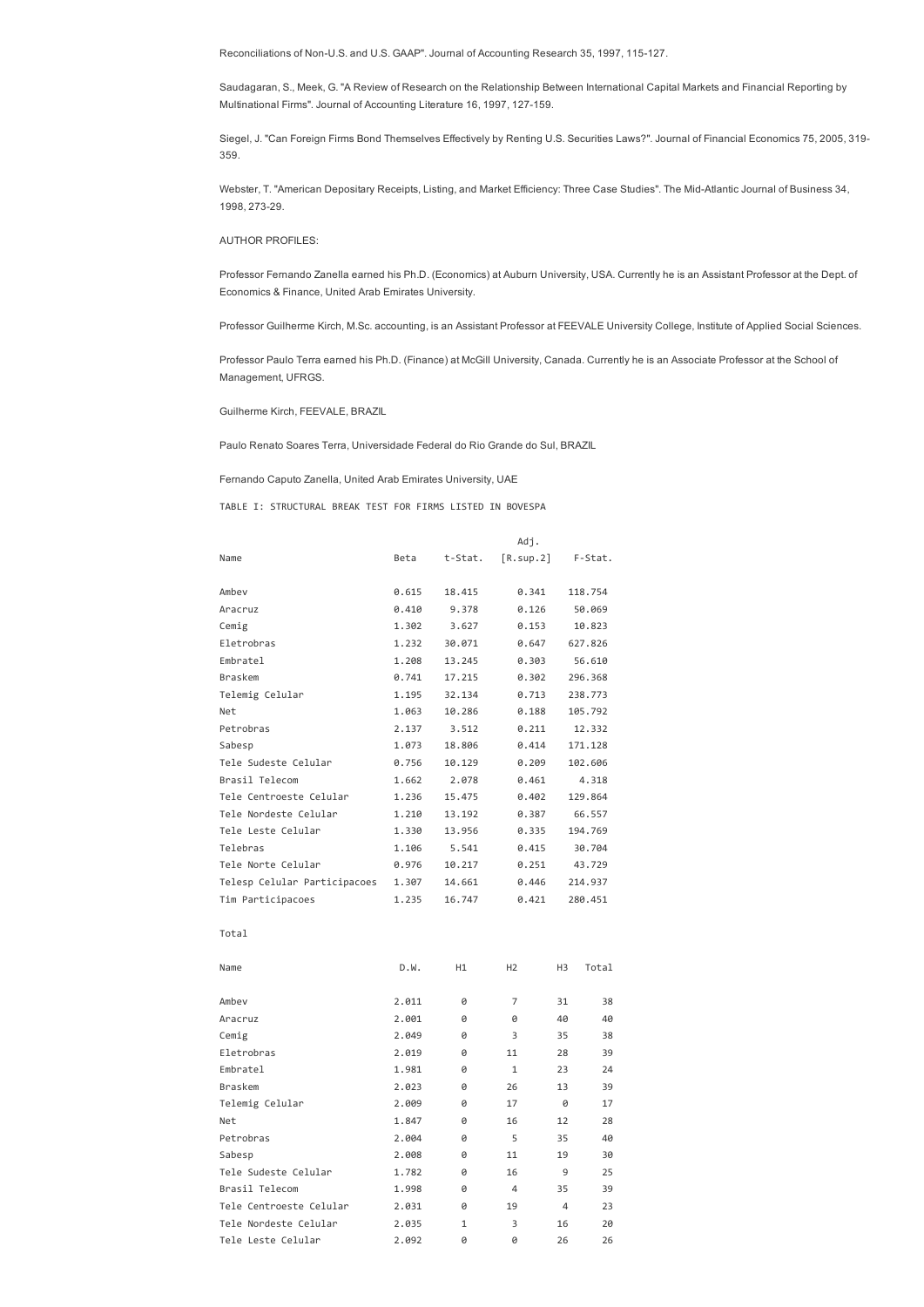Reconciliations of Non-U.S. and U.S. GAAP". Journal of Accounting Research 35, 1997, 115-127.

Saudagaran, S., Meek, G. "A Review of Research on the Relationship Between International Capital Markets and Financial Reporting by Multinational Firms". Journal of Accounting Literature 16, 1997, 127-159.

Siegel, J. "Can Foreign Firms Bond Themselves Effectively by Renting U.S. Securities Laws?". Journal of Financial Economics 75, 2005, 319-359.

Webster, T. "American Depositary Receipts, Listing, and Market Efficiency: Three Case Studies". The Mid-Atlantic Journal of Business 34, 1998, 273-29.

AUTHOR PROFILES:

Professor Fernando Zanella earned his Ph.D. (Economics) at Auburn University, USA. Currently he is an Assistant Professor at the Dept. of Economics & Finance, United Arab Emirates University.

Professor Guilherme Kirch, M.Sc. accounting, is an Assistant Professor at FEEVALE University College, Institute of Applied Social Sciences.

Professor Paulo Terra earned his Ph.D. (Finance) at McGill University, Canada. Currently he is an Associate Professor at the School of Management, UFRGS.

Guilherme Kirch, FEEVALE, BRAZIL

Paulo Renato Soares Terra, Universidade Federal do Rio Grande do Sul, BRAZIL

Fernando Caputo Zanella, United Arab Emirates University, UAE

TABLE I: STRUCTURAL BREAK TEST FOR FIRMS LISTED IN BOVESPA

| Name | Beta | t-Stat. | Adj. [R.sup.2] | F-Stat. |
|---|---|---|---|---|
| Ambev | 0.615 | 18.415 | 0.341 | 118.754 |
| Aracruz | 0.410 | 9.378 | 0.126 | 50.069 |
| Cemig | 1.302 | 3.627 | 0.153 | 10.823 |
| Eletrobras | 1.232 | 30.071 | 0.647 | 627.826 |
| Embratel | 1.208 | 13.245 | 0.303 | 56.610 |
| Braskem | 0.741 | 17.215 | 0.302 | 296.368 |
| Telemig Celular | 1.195 | 32.134 | 0.713 | 238.773 |
| Net | 1.063 | 10.286 | 0.188 | 105.792 |
| Petrobras | 2.137 | 3.512 | 0.211 | 12.332 |
| Sabesp | 1.073 | 18.806 | 0.414 | 171.128 |
| Tele Sudeste Celular | 0.756 | 10.129 | 0.209 | 102.606 |
| Brasil Telecom | 1.662 | 2.078 | 0.461 | 4.318 |
| Tele Centroeste Celular | 1.236 | 15.475 | 0.402 | 129.864 |
| Tele Nordeste Celular | 1.210 | 13.192 | 0.387 | 66.557 |
| Tele Leste Celular | 1.330 | 13.956 | 0.335 | 194.769 |
| Telebras | 1.106 | 5.541 | 0.415 | 30.704 |
| Tele Norte Celular | 0.976 | 10.217 | 0.251 | 43.729 |
| Telesp Celular Participacoes | 1.307 | 14.661 | 0.446 | 214.937 |
| Tim Participacoes | 1.235 | 16.747 | 0.421 | 280.451 |

Total

| Name | D.W. | H1 | H2 | H3 | Total |
|---|---|---|---|---|---|
| Ambev | 2.011 | 0 | 7 | 31 | 38 |
| Aracruz | 2.001 | 0 | 0 | 40 | 40 |
| Cemig | 2.049 | 0 | 3 | 35 | 38 |
| Eletrobras | 2.019 | 0 | 11 | 28 | 39 |
| Embratel | 1.981 | 0 | 1 | 23 | 24 |
| Braskem | 2.023 | 0 | 26 | 13 | 39 |
| Telemig Celular | 2.009 | 0 | 17 | 0 | 17 |
| Net | 1.847 | 0 | 16 | 12 | 28 |
| Petrobras | 2.004 | 0 | 5 | 35 | 40 |
| Sabesp | 2.008 | 0 | 11 | 19 | 30 |
| Tele Sudeste Celular | 1.782 | 0 | 16 | 9 | 25 |
| Brasil Telecom | 1.998 | 0 | 4 | 35 | 39 |
| Tele Centroeste Celular | 2.031 | 0 | 19 | 4 | 23 |
| Tele Nordeste Celular | 2.035 | 1 | 3 | 16 | 20 |
| Tele Leste Celular | 2.092 | 0 | 0 | 26 | 26 |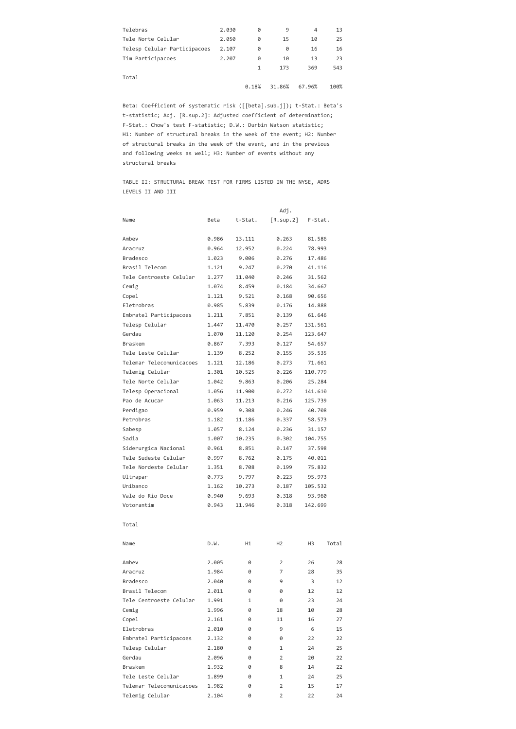| Name | D.W. | H1 | H2 | H3 | Total |
|---|---|---|---|---|---|
| Telebras | 2.030 | 0 | 9 | 4 | 13 |
| Tele Norte Celular | 2.050 | 0 | 15 | 10 | 25 |
| Telesp Celular Participacoes | 2.107 | 0 | 0 | 16 | 16 |
| Tim Participacoes | 2.207 | 0 | 10 | 13 | 23 |
| Total | | 1 | 173 | 369 | 543 |
| | | 0.18% | 31.86% | 67.96% | 100% |

Beta: Coefficient of systematic risk ($\beta_j$); t-Stat.: Beta's t-statistic; Adj. $R^2$: Adjusted coefficient of determination; F-Stat.: Chow's test F-statistic; D.W.: Durbin Watson statistic; H1: Number of structural breaks in the week of the event; H2: Number of structural breaks in the week of the event, and in the previous and following weeks as well; H3: Number of events without any structural breaks

TABLE II: STRUCTURAL BREAK TEST FOR FIRMS LISTED IN THE NYSE, ADRS LEVELS II AND III

| Name | Beta | t-Stat. | Adj. $R^2$ | F-Stat. |
|---|---|---|---|---|
| Ambev | 0.986 | 13.111 | 0.263 | 81.586 |
| Aracruz | 0.964 | 12.952 | 0.224 | 78.993 |
| Bradesco | 1.023 | 9.006 | 0.276 | 17.486 |
| Brasil Telecom | 1.121 | 9.247 | 0.270 | 41.116 |
| Tele Centroeste Celular | 1.277 | 11.040 | 0.246 | 31.562 |
| Cemig | 1.074 | 8.459 | 0.184 | 34.667 |
| Copel | 1.121 | 9.521 | 0.168 | 90.656 |
| Eletrobras | 0.985 | 5.839 | 0.176 | 14.888 |
| Embratel Participacoes | 1.211 | 7.851 | 0.139 | 61.646 |
| Telesp Celular | 1.447 | 11.470 | 0.257 | 131.561 |
| Gerdau | 1.070 | 11.120 | 0.254 | 123.647 |
| Braskem | 0.867 | 7.393 | 0.127 | 54.657 |
| Tele Leste Celular | 1.139 | 8.252 | 0.155 | 35.535 |
| Telemar Telecomunicacoes | 1.121 | 12.186 | 0.273 | 71.661 |
| Telemig Celular | 1.301 | 10.525 | 0.226 | 110.779 |
| Tele Norte Celular | 1.042 | 9.863 | 0.206 | 25.284 |
| Telesp Operacional | 1.056 | 11.900 | 0.272 | 141.610 |
| Pao de Acucar | 1.063 | 11.213 | 0.216 | 125.739 |
| Perdigao | 0.959 | 9.308 | 0.246 | 40.708 |
| Petrobras | 1.182 | 11.186 | 0.337 | 58.573 |
| Sabesp | 1.057 | 8.124 | 0.236 | 31.157 |
| Sadia | 1.007 | 10.235 | 0.302 | 104.755 |
| Siderurgica Nacional | 0.961 | 8.851 | 0.147 | 37.598 |
| Tele Sudeste Celular | 0.997 | 8.762 | 0.175 | 40.011 |
| Tele Nordeste Celular | 1.351 | 8.708 | 0.199 | 75.832 |
| Ultrapar | 0.773 | 9.797 | 0.223 | 95.973 |
| Unibanco | 1.162 | 10.273 | 0.187 | 105.532 |
| Vale do Rio Doce | 0.940 | 9.693 | 0.318 | 93.960 |
| Votorantim | 0.943 | 11.946 | 0.318 | 142.699 |
| Total | | | | |

| Name | D.W. | H1 | H2 | H3 | Total |
|---|---|---|---|---|---|
| Ambev | 2.005 | 0 | 2 | 26 | 28 |
| Aracruz | 1.984 | 0 | 7 | 28 | 35 |
| Bradesco | 2.040 | 0 | 9 | 3 | 12 |
| Brasil Telecom | 2.011 | 0 | 0 | 12 | 12 |
| Tele Centroeste Celular | 1.991 | 1 | 0 | 23 | 24 |
| Cemig | 1.996 | 0 | 18 | 10 | 28 |
| Copel | 2.161 | 0 | 11 | 16 | 27 |
| Eletrobras | 2.010 | 0 | 9 | 6 | 15 |
| Embratel Participacoes | 2.132 | 0 | 0 | 22 | 22 |
| Telesp Celular | 2.180 | 0 | 1 | 24 | 25 |
| Gerdau | 2.096 | 0 | 2 | 20 | 22 |
| Braskem | 1.932 | 0 | 8 | 14 | 22 |
| Tele Leste Celular | 1.899 | 0 | 1 | 24 | 25 |
| Telemar Telecomunicacoes | 1.982 | 0 | 2 | 15 | 17 |
| Telemig Celular | 2.104 | 0 | 2 | 22 | 24 |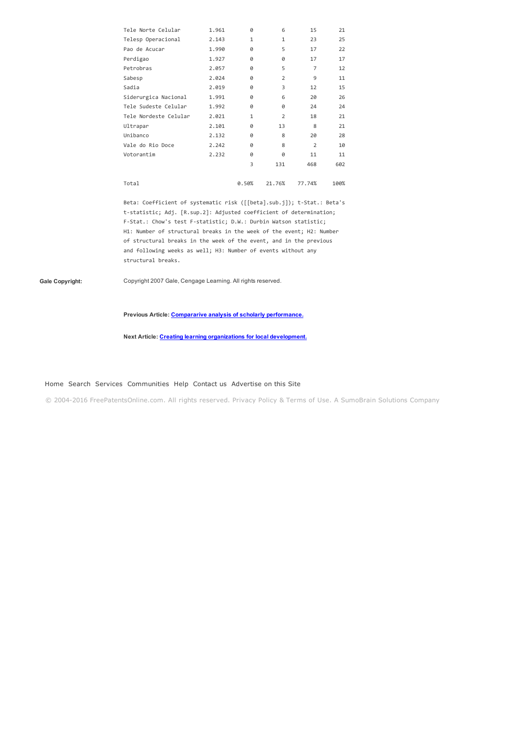| | | | | | |
|---|---|---|---|---|---|
| Tele Norte Celular | 1.961 | 0 | 6 | 15 | 21 |
| Telesp Operacional | 2.143 | 1 | 1 | 23 | 25 |
| Pao de Acucar | 1.990 | 0 | 5 | 17 | 22 |
| Perdigao | 1.927 | 0 | 0 | 17 | 17 |
| Petrobras | 2.057 | 0 | 5 | 7 | 12 |
| Sabesp | 2.024 | 0 | 2 | 9 | 11 |
| Sadia | 2.019 | 0 | 3 | 12 | 15 |
| Siderurgica Nacional | 1.991 | 0 | 6 | 20 | 26 |
| Tele Sudeste Celular | 1.992 | 0 | 0 | 24 | 24 |
| Tele Nordeste Celular | 2.021 | 1 | 2 | 18 | 21 |
| Ultrapar | 2.101 | 0 | 13 | 8 | 21 |
| Unibanco | 2.132 | 0 | 8 | 20 | 28 |
| Vale do Rio Doce | 2.242 | 0 | 8 | 2 | 10 |
| Votorantim | 2.232 | 0 | 0 | 11 | 11 |
| | | 3 | 131 | 468 | 602 |
| Total | | 0.50% | 21.76% | 77.74% | 100% |

Beta: Coefficient of systematic risk ([[beta].sub.j]); t-Stat.: Beta's t-statistic; Adj. [R.sup.2]: Adjusted coefficient of determination; F-Stat.: Chow's test F-statistic; D.W.: Durbin Watson statistic; H1: Number of structural breaks in the week of the event; H2: Number of structural breaks in the week of the event, and in the previous and following weeks as well; H3: Number of events without any structural breaks.

**Gale Copyright:** Copyright 2007 Gale, Cengage Learning. All rights reserved.

**Previous Article:** Compararive analysis of scholarly performance.

**Next Article:** Creating learning organizations for local development.